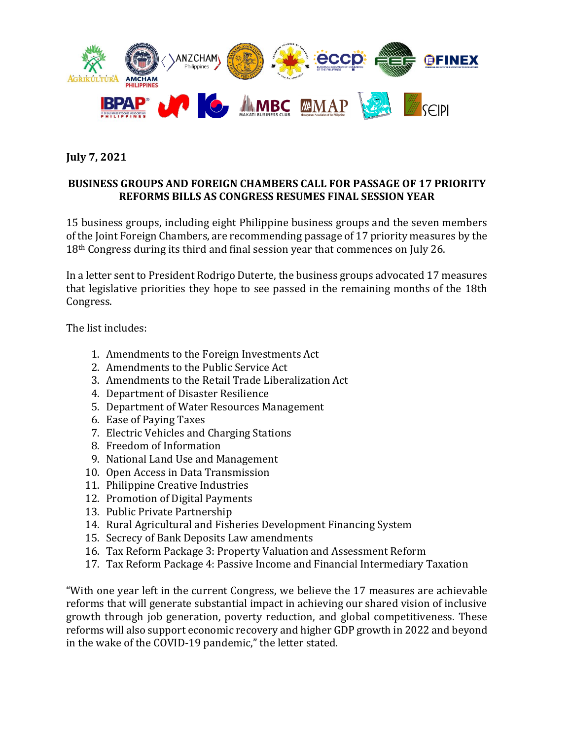**July 7, 2021**

**BUSINESS GROUPS AND FOREIGN CHAMBERS CALL FOR PASSAGE OF 17 PRIORITY REFORMS BILLS AS CONGRESS RESUMES FINAL SESSION YEAR**

15 business groups, including eight Philippine business groups and the seven members of the Joint Foreign Chambers, are recommending passage of 17 priority measures by the 18th Congress during its third and final session year that commences on July 26.

In a letter sent to President Rodrigo Duterte, the business groups advocated 17 measures that legislative priorities they hope to see passed in the remaining months of the 18th Congress.

The list includes:

1. Amendments to the Foreign Investments Act
2. Amendments to the Public Service Act
3. Amendments to the Retail Trade Liberalization Act
4. Department of Disaster Resilience
5. Department of Water Resources Management
6. Ease of Paying Taxes
7. Electric Vehicles and Charging Stations
8. Freedom of Information
9. National Land Use and Management
10. Open Access in Data Transmission
11. Philippine Creative Industries
12. Promotion of Digital Payments
13. Public Private Partnership
14. Rural Agricultural and Fisheries Development Financing System
15. Secrecy of Bank Deposits Law amendments
16. Tax Reform Package 3: Property Valuation and Assessment Reform
17. Tax Reform Package 4: Passive Income and Financial Intermediary Taxation

"With one year left in the current Congress, we believe the 17 measures are achievable reforms that will generate substantial impact in achieving our shared vision of inclusive growth through job generation, poverty reduction, and global competitiveness. These reforms will also support economic recovery and higher GDP growth in 2022 and beyond in the wake of the COVID-19 pandemic," the letter stated.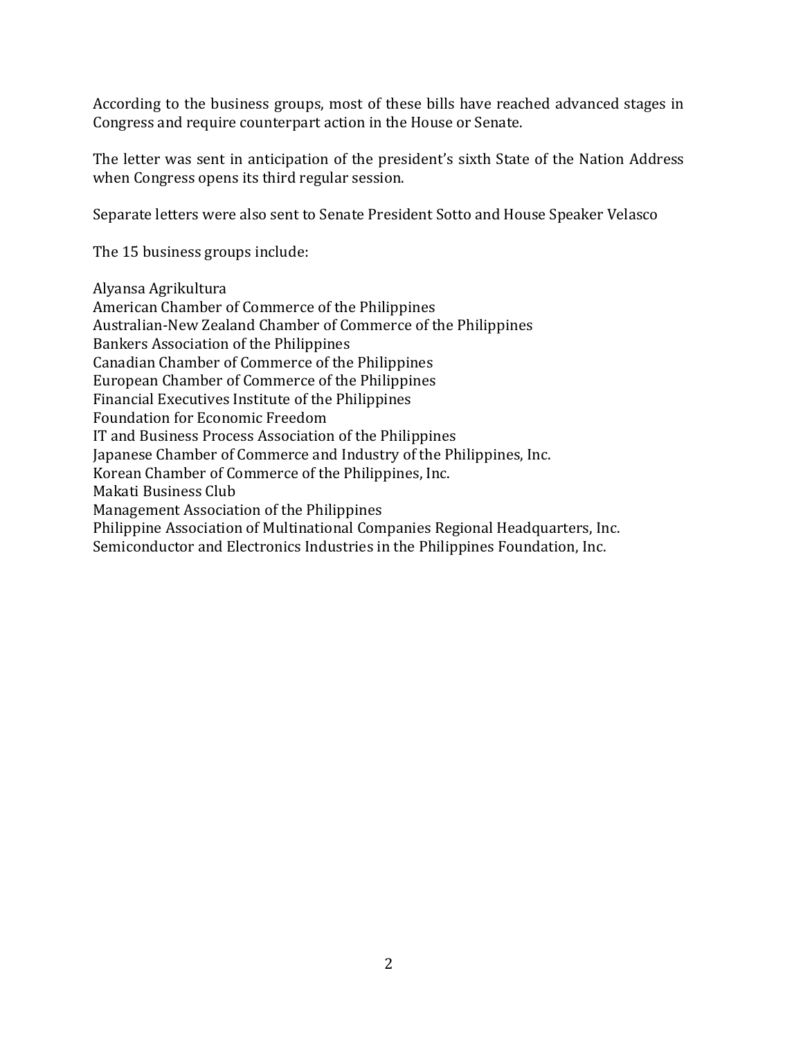According to the business groups, most of these bills have reached advanced stages in Congress and require counterpart action in the House or Senate.

The letter was sent in anticipation of the president's sixth State of the Nation Address when Congress opens its third regular session.

Separate letters were also sent to Senate President Sotto and House Speaker Velasco

The 15 business groups include:

Alyansa Agrikultura
American Chamber of Commerce of the Philippines
Australian-New Zealand Chamber of Commerce of the Philippines
Bankers Association of the Philippines
Canadian Chamber of Commerce of the Philippines
European Chamber of Commerce of the Philippines
Financial Executives Institute of the Philippines
Foundation for Economic Freedom
IT and Business Process Association of the Philippines
Japanese Chamber of Commerce and Industry of the Philippines, Inc.
Korean Chamber of Commerce of the Philippines, Inc.
Makati Business Club
Management Association of the Philippines
Philippine Association of Multinational Companies Regional Headquarters, Inc.
Semiconductor and Electronics Industries in the Philippines Foundation, Inc.